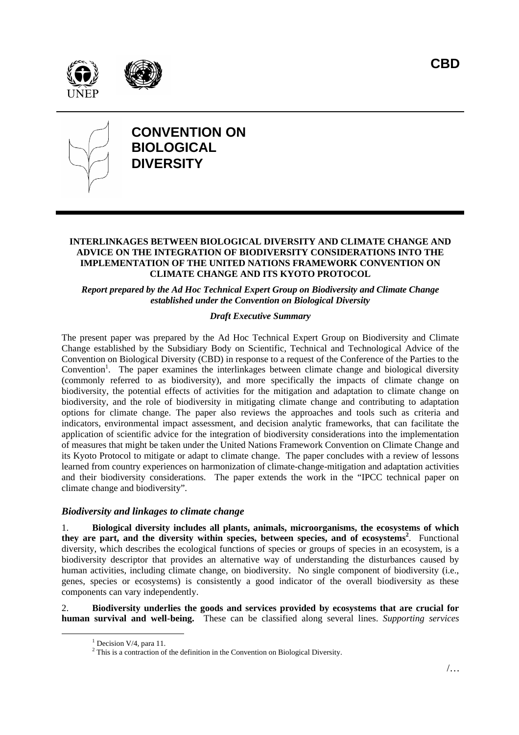CBD

UNEP

# CONVENTION ON BIOLOGICAL DIVERSITY

**INTERLINKAGES BETWEEN BIOLOGICAL DIVERSITY AND CLIMATE CHANGE AND ADVICE ON THE INTEGRATION OF BIODIVERSITY CONSIDERATIONS INTO THE IMPLEMENTATION OF THE UNITED NATIONS FRAMEWORK CONVENTION ON CLIMATE CHANGE AND ITS KYOTO PROTOCOL**

***Report prepared by the Ad Hoc Technical Expert Group on Biodiversity and Climate Change established under the Convention on Biological Diversity***

***Draft Executive Summary***

The present paper was prepared by the Ad Hoc Technical Expert Group on Biodiversity and Climate Change established by the Subsidiary Body on Scientific, Technical and Technological Advice of the Convention on Biological Diversity (CBD) in response to a request of the Conference of the Parties to the Convention[1]. The paper examines the interlinkages between climate change and biological diversity (commonly referred to as biodiversity), and more specifically the impacts of climate change on biodiversity, the potential effects of activities for the mitigation and adaptation to climate change on biodiversity, and the role of biodiversity in mitigating climate change and contributing to adaptation options for climate change. The paper also reviews the approaches and tools such as criteria and indicators, environmental impact assessment, and decision analytic frameworks, that can facilitate the application of scientific advice for the integration of biodiversity considerations into the implementation of measures that might be taken under the United Nations Framework Convention on Climate Change and its Kyoto Protocol to mitigate or adapt to climate change. The paper concludes with a review of lessons learned from country experiences on harmonization of climate-change-mitigation and adaptation activities and their biodiversity considerations. The paper extends the work in the "IPCC technical paper on climate change and biodiversity".

### *Biodiversity and linkages to climate change*

1. **Biological diversity includes all plants, animals, microorganisms, the ecosystems of which they are part, and the diversity within species, between species, and of ecosystems[2]**. Functional diversity, which describes the ecological functions of species or groups of species in an ecosystem, is a biodiversity descriptor that provides an alternative way of understanding the disturbances caused by human activities, including climate change, on biodiversity. No single component of biodiversity (i.e., genes, species or ecosystems) is consistently a good indicator of the overall biodiversity as these components can vary independently.

2. **Biodiversity underlies the goods and services provided by ecosystems that are crucial for human survival and well-being.** These can be classified along several lines. *Supporting services*

[1] Decision V/4, para 11.

[2] This is a contraction of the definition in the Convention on Biological Diversity.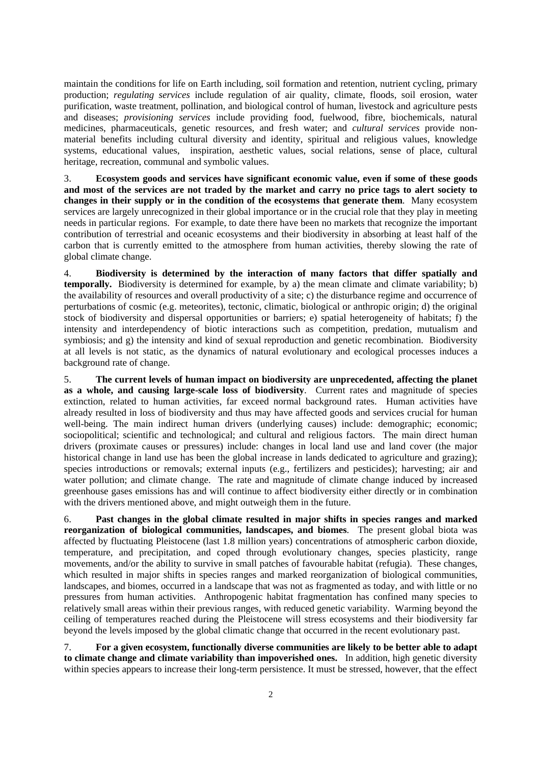maintain the conditions for life on Earth including, soil formation and retention, nutrient cycling, primary production; *regulating services* include regulation of air quality, climate, floods, soil erosion, water purification, waste treatment, pollination, and biological control of human, livestock and agriculture pests and diseases; *provisioning services* include providing food, fuelwood, fibre, biochemicals, natural medicines, pharmaceuticals, genetic resources, and fresh water; and *cultural services* provide non-material benefits including cultural diversity and identity, spiritual and religious values, knowledge systems, educational values, inspiration, aesthetic values, social relations, sense of place, cultural heritage, recreation, communal and symbolic values.

3. **Ecosystem goods and services have significant economic value, even if some of these goods and most of the services are not traded by the market and carry no price tags to alert society to changes in their supply or in the condition of the ecosystems that generate them**. Many ecosystem services are largely unrecognized in their global importance or in the crucial role that they play in meeting needs in particular regions. For example, to date there have been no markets that recognize the important contribution of terrestrial and oceanic ecosystems and their biodiversity in absorbing at least half of the carbon that is currently emitted to the atmosphere from human activities, thereby slowing the rate of global climate change.

4. **Biodiversity is determined by the interaction of many factors that differ spatially and temporally.** Biodiversity is determined for example, by a) the mean climate and climate variability; b) the availability of resources and overall productivity of a site; c) the disturbance regime and occurrence of perturbations of cosmic (e.g. meteorites), tectonic, climatic, biological or anthropic origin; d) the original stock of biodiversity and dispersal opportunities or barriers; e) spatial heterogeneity of habitats; f) the intensity and interdependency of biotic interactions such as competition, predation, mutualism and symbiosis; and g) the intensity and kind of sexual reproduction and genetic recombination. Biodiversity at all levels is not static, as the dynamics of natural evolutionary and ecological processes induces a background rate of change.

5. **The current levels of human impact on biodiversity are unprecedented, affecting the planet as a whole, and causing large-scale loss of biodiversity**. Current rates and magnitude of species extinction, related to human activities, far exceed normal background rates. Human activities have already resulted in loss of biodiversity and thus may have affected goods and services crucial for human well-being. The main indirect human drivers (underlying causes) include: demographic; economic; sociopolitical; scientific and technological; and cultural and religious factors. The main direct human drivers (proximate causes or pressures) include: changes in local land use and land cover (the major historical change in land use has been the global increase in lands dedicated to agriculture and grazing); species introductions or removals; external inputs (e.g., fertilizers and pesticides); harvesting; air and water pollution; and climate change. The rate and magnitude of climate change induced by increased greenhouse gases emissions has and will continue to affect biodiversity either directly or in combination with the drivers mentioned above, and might outweigh them in the future.

6. **Past changes in the global climate resulted in major shifts in species ranges and marked reorganization of biological communities, landscapes, and biomes**. The present global biota was affected by fluctuating Pleistocene (last 1.8 million years) concentrations of atmospheric carbon dioxide, temperature, and precipitation, and coped through evolutionary changes, species plasticity, range movements, and/or the ability to survive in small patches of favourable habitat (refugia). These changes, which resulted in major shifts in species ranges and marked reorganization of biological communities, landscapes, and biomes, occurred in a landscape that was not as fragmented as today, and with little or no pressures from human activities. Anthropogenic habitat fragmentation has confined many species to relatively small areas within their previous ranges, with reduced genetic variability. Warming beyond the ceiling of temperatures reached during the Pleistocene will stress ecosystems and their biodiversity far beyond the levels imposed by the global climatic change that occurred in the recent evolutionary past.

7. **For a given ecosystem, functionally diverse communities are likely to be better able to adapt to climate change and climate variability than impoverished ones.** In addition, high genetic diversity within species appears to increase their long-term persistence. It must be stressed, however, that the effect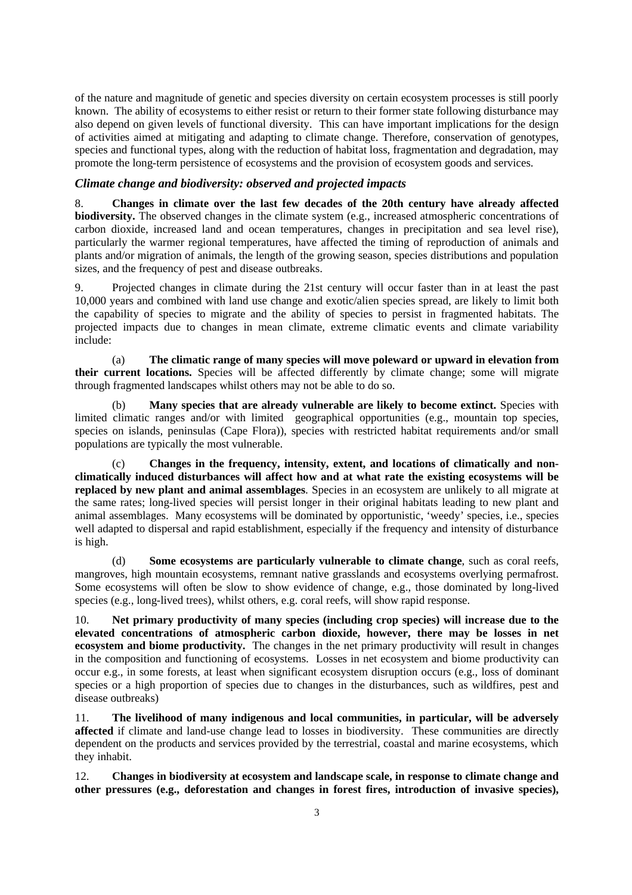of the nature and magnitude of genetic and species diversity on certain ecosystem processes is still poorly known. The ability of ecosystems to either resist or return to their former state following disturbance may also depend on given levels of functional diversity. This can have important implications for the design of activities aimed at mitigating and adapting to climate change. Therefore, conservation of genotypes, species and functional types, along with the reduction of habitat loss, fragmentation and degradation, may promote the long-term persistence of ecosystems and the provision of ecosystem goods and services.

### *Climate change and biodiversity: observed and projected impacts*

8. **Changes in climate over the last few decades of the 20th century have already affected biodiversity.** The observed changes in the climate system (e.g., increased atmospheric concentrations of carbon dioxide, increased land and ocean temperatures, changes in precipitation and sea level rise), particularly the warmer regional temperatures, have affected the timing of reproduction of animals and plants and/or migration of animals, the length of the growing season, species distributions and population sizes, and the frequency of pest and disease outbreaks.

9. Projected changes in climate during the 21st century will occur faster than in at least the past 10,000 years and combined with land use change and exotic/alien species spread, are likely to limit both the capability of species to migrate and the ability of species to persist in fragmented habitats. The projected impacts due to changes in mean climate, extreme climatic events and climate variability include:

(a) **The climatic range of many species will move poleward or upward in elevation from their current locations.** Species will be affected differently by climate change; some will migrate through fragmented landscapes whilst others may not be able to do so.

(b) **Many species that are already vulnerable are likely to become extinct.** Species with limited climatic ranges and/or with limited geographical opportunities (e.g., mountain top species, species on islands, peninsulas (Cape Flora)), species with restricted habitat requirements and/or small populations are typically the most vulnerable.

(c) **Changes in the frequency, intensity, extent, and locations of climatically and non-climatically induced disturbances will affect how and at what rate the existing ecosystems will be replaced by new plant and animal assemblages**. Species in an ecosystem are unlikely to all migrate at the same rates; long-lived species will persist longer in their original habitats leading to new plant and animal assemblages. Many ecosystems will be dominated by opportunistic, 'weedy' species, i.e., species well adapted to dispersal and rapid establishment, especially if the frequency and intensity of disturbance is high.

(d) **Some ecosystems are particularly vulnerable to climate change**, such as coral reefs, mangroves, high mountain ecosystems, remnant native grasslands and ecosystems overlying permafrost. Some ecosystems will often be slow to show evidence of change, e.g., those dominated by long-lived species (e.g., long-lived trees), whilst others, e.g. coral reefs, will show rapid response.

10. **Net primary productivity of many species (including crop species) will increase due to the elevated concentrations of atmospheric carbon dioxide, however, there may be losses in net ecosystem and biome productivity.** The changes in the net primary productivity will result in changes in the composition and functioning of ecosystems. Losses in net ecosystem and biome productivity can occur e.g., in some forests, at least when significant ecosystem disruption occurs (e.g., loss of dominant species or a high proportion of species due to changes in the disturbances, such as wildfires, pest and disease outbreaks)

11. **The livelihood of many indigenous and local communities, in particular, will be adversely affected** if climate and land-use change lead to losses in biodiversity. These communities are directly dependent on the products and services provided by the terrestrial, coastal and marine ecosystems, which they inhabit.

12. **Changes in biodiversity at ecosystem and landscape scale, in response to climate change and other pressures (e.g., deforestation and changes in forest fires, introduction of invasive species),**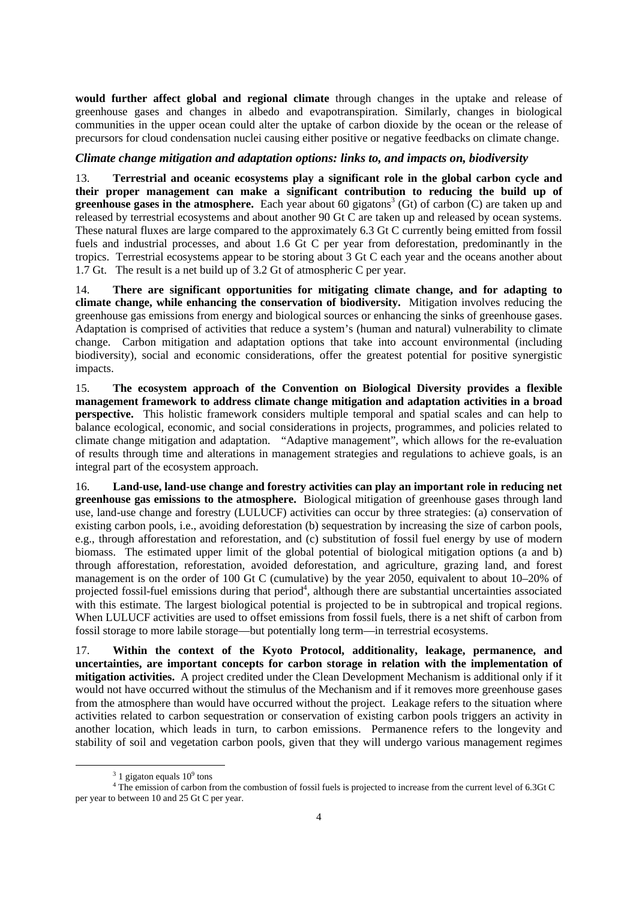**would further affect global and regional climate** through changes in the uptake and release of greenhouse gases and changes in albedo and evapotranspiration. Similarly, changes in biological communities in the upper ocean could alter the uptake of carbon dioxide by the ocean or the release of precursors for cloud condensation nuclei causing either positive or negative feedbacks on climate change.

### *Climate change mitigation and adaptation options: links to, and impacts on, biodiversity*

13. **Terrestrial and oceanic ecosystems play a significant role in the global carbon cycle and their proper management can make a significant contribution to reducing the build up of greenhouse gases in the atmosphere.** Each year about 60 gigatons[3] (Gt) of carbon (C) are taken up and released by terrestrial ecosystems and about another 90 Gt C are taken up and released by ocean systems. These natural fluxes are large compared to the approximately 6.3 Gt C currently being emitted from fossil fuels and industrial processes, and about 1.6 Gt C per year from deforestation, predominantly in the tropics. Terrestrial ecosystems appear to be storing about 3 Gt C each year and the oceans another about 1.7 Gt. The result is a net build up of 3.2 Gt of atmospheric C per year.

14. **There are significant opportunities for mitigating climate change, and for adapting to climate change, while enhancing the conservation of biodiversity.** Mitigation involves reducing the greenhouse gas emissions from energy and biological sources or enhancing the sinks of greenhouse gases. Adaptation is comprised of activities that reduce a system's (human and natural) vulnerability to climate change. Carbon mitigation and adaptation options that take into account environmental (including biodiversity), social and economic considerations, offer the greatest potential for positive synergistic impacts.

15. **The ecosystem approach of the Convention on Biological Diversity provides a flexible management framework to address climate change mitigation and adaptation activities in a broad perspective.** This holistic framework considers multiple temporal and spatial scales and can help to balance ecological, economic, and social considerations in projects, programmes, and policies related to climate change mitigation and adaptation. "Adaptive management", which allows for the re-evaluation of results through time and alterations in management strategies and regulations to achieve goals, is an integral part of the ecosystem approach.

16. **Land-use, land-use change and forestry activities can play an important role in reducing net greenhouse gas emissions to the atmosphere.** Biological mitigation of greenhouse gases through land use, land-use change and forestry (LULUCF) activities can occur by three strategies: (a) conservation of existing carbon pools, i.e., avoiding deforestation (b) sequestration by increasing the size of carbon pools, e.g., through afforestation and reforestation, and (c) substitution of fossil fuel energy by use of modern biomass. The estimated upper limit of the global potential of biological mitigation options (a and b) through afforestation, reforestation, avoided deforestation, and agriculture, grazing land, and forest management is on the order of 100 Gt C (cumulative) by the year 2050, equivalent to about 10–20% of projected fossil-fuel emissions during that period[4], although there are substantial uncertainties associated with this estimate. The largest biological potential is projected to be in subtropical and tropical regions. When LULUCF activities are used to offset emissions from fossil fuels, there is a net shift of carbon from fossil storage to more labile storage—but potentially long term—in terrestrial ecosystems.

17. **Within the context of the Kyoto Protocol, additionality, leakage, permanence, and uncertainties, are important concepts for carbon storage in relation with the implementation of mitigation activities.** A project credited under the Clean Development Mechanism is additional only if it would not have occurred without the stimulus of the Mechanism and if it removes more greenhouse gases from the atmosphere than would have occurred without the project. Leakage refers to the situation where activities related to carbon sequestration or conservation of existing carbon pools triggers an activity in another location, which leads in turn, to carbon emissions. Permanence refers to the longevity and stability of soil and vegetation carbon pools, given that they will undergo various management regimes

---

[3] 1 gigaton equals $10^9$ tons

[4] The emission of carbon from the combustion of fossil fuels is projected to increase from the current level of 6.3Gt C per year to between 10 and 25 Gt C per year.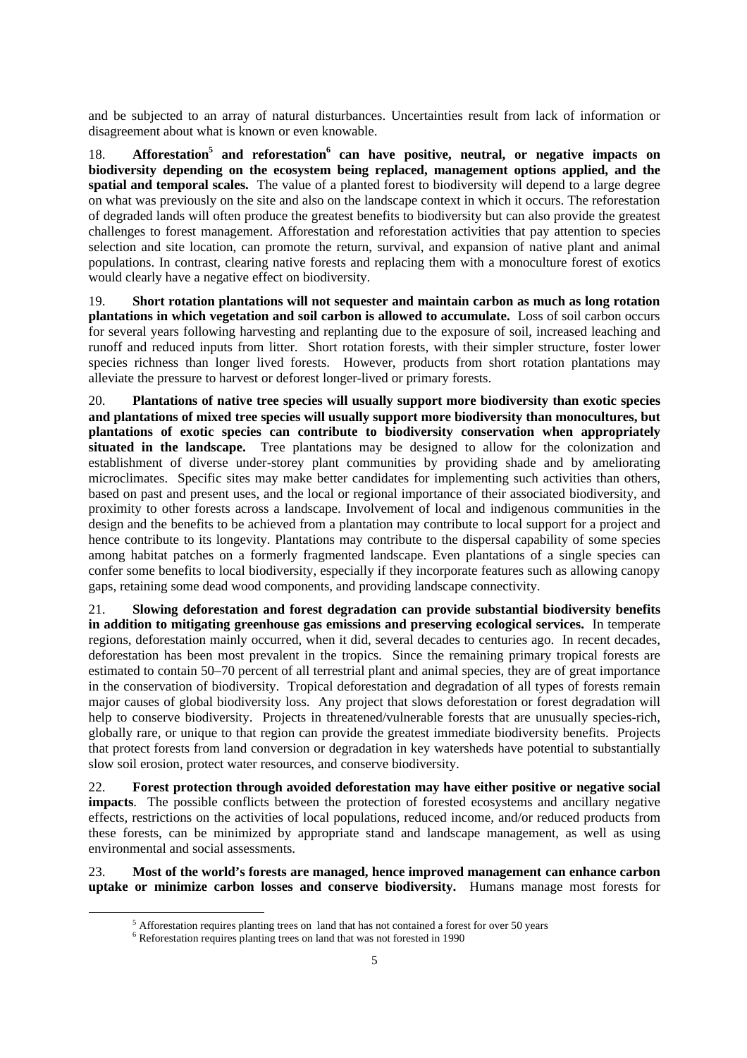and be subjected to an array of natural disturbances. Uncertainties result from lack of information or disagreement about what is known or even knowable.

18. **Afforestation[5] and reforestation[6] can have positive, neutral, or negative impacts on biodiversity depending on the ecosystem being replaced, management options applied, and the spatial and temporal scales.** The value of a planted forest to biodiversity will depend to a large degree on what was previously on the site and also on the landscape context in which it occurs. The reforestation of degraded lands will often produce the greatest benefits to biodiversity but can also provide the greatest challenges to forest management. Afforestation and reforestation activities that pay attention to species selection and site location, can promote the return, survival, and expansion of native plant and animal populations. In contrast, clearing native forests and replacing them with a monoculture forest of exotics would clearly have a negative effect on biodiversity.

19. **Short rotation plantations will not sequester and maintain carbon as much as long rotation plantations in which vegetation and soil carbon is allowed to accumulate.** Loss of soil carbon occurs for several years following harvesting and replanting due to the exposure of soil, increased leaching and runoff and reduced inputs from litter. Short rotation forests, with their simpler structure, foster lower species richness than longer lived forests. However, products from short rotation plantations may alleviate the pressure to harvest or deforest longer-lived or primary forests.

20. **Plantations of native tree species will usually support more biodiversity than exotic species and plantations of mixed tree species will usually support more biodiversity than monocultures, but plantations of exotic species can contribute to biodiversity conservation when appropriately situated in the landscape.** Tree plantations may be designed to allow for the colonization and establishment of diverse under-storey plant communities by providing shade and by ameliorating microclimates. Specific sites may make better candidates for implementing such activities than others, based on past and present uses, and the local or regional importance of their associated biodiversity, and proximity to other forests across a landscape. Involvement of local and indigenous communities in the design and the benefits to be achieved from a plantation may contribute to local support for a project and hence contribute to its longevity. Plantations may contribute to the dispersal capability of some species among habitat patches on a formerly fragmented landscape. Even plantations of a single species can confer some benefits to local biodiversity, especially if they incorporate features such as allowing canopy gaps, retaining some dead wood components, and providing landscape connectivity.

21. **Slowing deforestation and forest degradation can provide substantial biodiversity benefits in addition to mitigating greenhouse gas emissions and preserving ecological services.** In temperate regions, deforestation mainly occurred, when it did, several decades to centuries ago. In recent decades, deforestation has been most prevalent in the tropics. Since the remaining primary tropical forests are estimated to contain 50–70 percent of all terrestrial plant and animal species, they are of great importance in the conservation of biodiversity. Tropical deforestation and degradation of all types of forests remain major causes of global biodiversity loss. Any project that slows deforestation or forest degradation will help to conserve biodiversity. Projects in threatened/vulnerable forests that are unusually species-rich, globally rare, or unique to that region can provide the greatest immediate biodiversity benefits. Projects that protect forests from land conversion or degradation in key watersheds have potential to substantially slow soil erosion, protect water resources, and conserve biodiversity.

22. **Forest protection through avoided deforestation may have either positive or negative social impacts**. The possible conflicts between the protection of forested ecosystems and ancillary negative effects, restrictions on the activities of local populations, reduced income, and/or reduced products from these forests, can be minimized by appropriate stand and landscape management, as well as using environmental and social assessments.

23. **Most of the world's forests are managed, hence improved management can enhance carbon uptake or minimize carbon losses and conserve biodiversity.** Humans manage most forests for

[5] Afforestation requires planting trees on land that has not contained a forest for over 50 years

[6] Reforestation requires planting trees on land that was not forested in 1990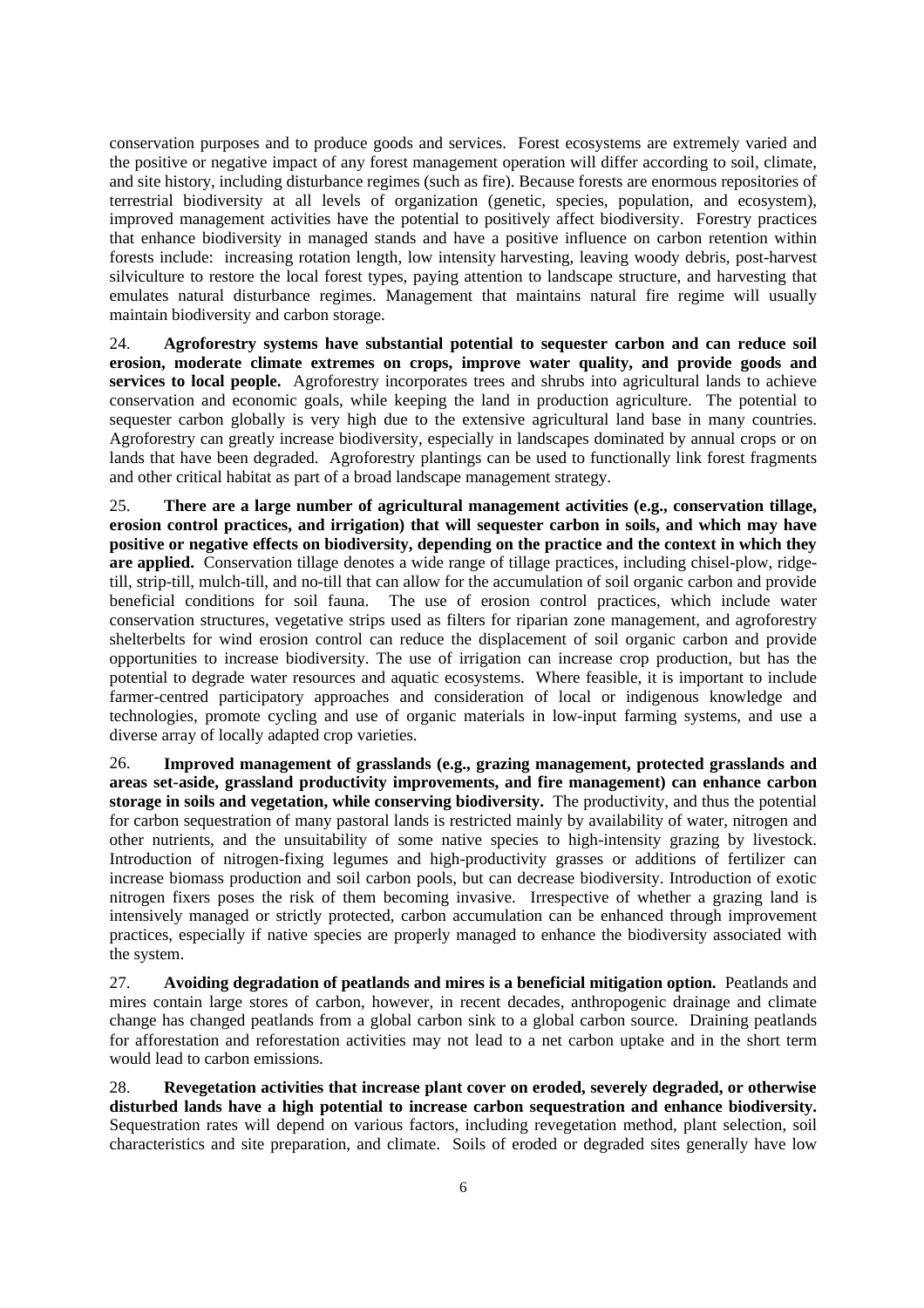conservation purposes and to produce goods and services. Forest ecosystems are extremely varied and the positive or negative impact of any forest management operation will differ according to soil, climate, and site history, including disturbance regimes (such as fire). Because forests are enormous repositories of terrestrial biodiversity at all levels of organization (genetic, species, population, and ecosystem), improved management activities have the potential to positively affect biodiversity. Forestry practices that enhance biodiversity in managed stands and have a positive influence on carbon retention within forests include: increasing rotation length, low intensity harvesting, leaving woody debris, post-harvest silviculture to restore the local forest types, paying attention to landscape structure, and harvesting that emulates natural disturbance regimes. Management that maintains natural fire regime will usually maintain biodiversity and carbon storage.

24. **Agroforestry systems have substantial potential to sequester carbon and can reduce soil erosion, moderate climate extremes on crops, improve water quality, and provide goods and services to local people.** Agroforestry incorporates trees and shrubs into agricultural lands to achieve conservation and economic goals, while keeping the land in production agriculture. The potential to sequester carbon globally is very high due to the extensive agricultural land base in many countries. Agroforestry can greatly increase biodiversity, especially in landscapes dominated by annual crops or on lands that have been degraded. Agroforestry plantings can be used to functionally link forest fragments and other critical habitat as part of a broad landscape management strategy.

25. **There are a large number of agricultural management activities (e.g., conservation tillage, erosion control practices, and irrigation) that will sequester carbon in soils, and which may have positive or negative effects on biodiversity, depending on the practice and the context in which they are applied.** Conservation tillage denotes a wide range of tillage practices, including chisel-plow, ridge-till, strip-till, mulch-till, and no-till that can allow for the accumulation of soil organic carbon and provide beneficial conditions for soil fauna. The use of erosion control practices, which include water conservation structures, vegetative strips used as filters for riparian zone management, and agroforestry shelterbelts for wind erosion control can reduce the displacement of soil organic carbon and provide opportunities to increase biodiversity. The use of irrigation can increase crop production, but has the potential to degrade water resources and aquatic ecosystems. Where feasible, it is important to include farmer-centred participatory approaches and consideration of local or indigenous knowledge and technologies, promote cycling and use of organic materials in low-input farming systems, and use a diverse array of locally adapted crop varieties.

26. **Improved management of grasslands (e.g., grazing management, protected grasslands and areas set-aside, grassland productivity improvements, and fire management) can enhance carbon storage in soils and vegetation, while conserving biodiversity.** The productivity, and thus the potential for carbon sequestration of many pastoral lands is restricted mainly by availability of water, nitrogen and other nutrients, and the unsuitability of some native species to high-intensity grazing by livestock. Introduction of nitrogen-fixing legumes and high-productivity grasses or additions of fertilizer can increase biomass production and soil carbon pools, but can decrease biodiversity. Introduction of exotic nitrogen fixers poses the risk of them becoming invasive. Irrespective of whether a grazing land is intensively managed or strictly protected, carbon accumulation can be enhanced through improvement practices, especially if native species are properly managed to enhance the biodiversity associated with the system.

27. **Avoiding degradation of peatlands and mires is a beneficial mitigation option.** Peatlands and mires contain large stores of carbon, however, in recent decades, anthropogenic drainage and climate change has changed peatlands from a global carbon sink to a global carbon source. Draining peatlands for afforestation and reforestation activities may not lead to a net carbon uptake and in the short term would lead to carbon emissions.

28. **Revegetation activities that increase plant cover on eroded, severely degraded, or otherwise disturbed lands have a high potential to increase carbon sequestration and enhance biodiversity.** Sequestration rates will depend on various factors, including revegetation method, plant selection, soil characteristics and site preparation, and climate. Soils of eroded or degraded sites generally have low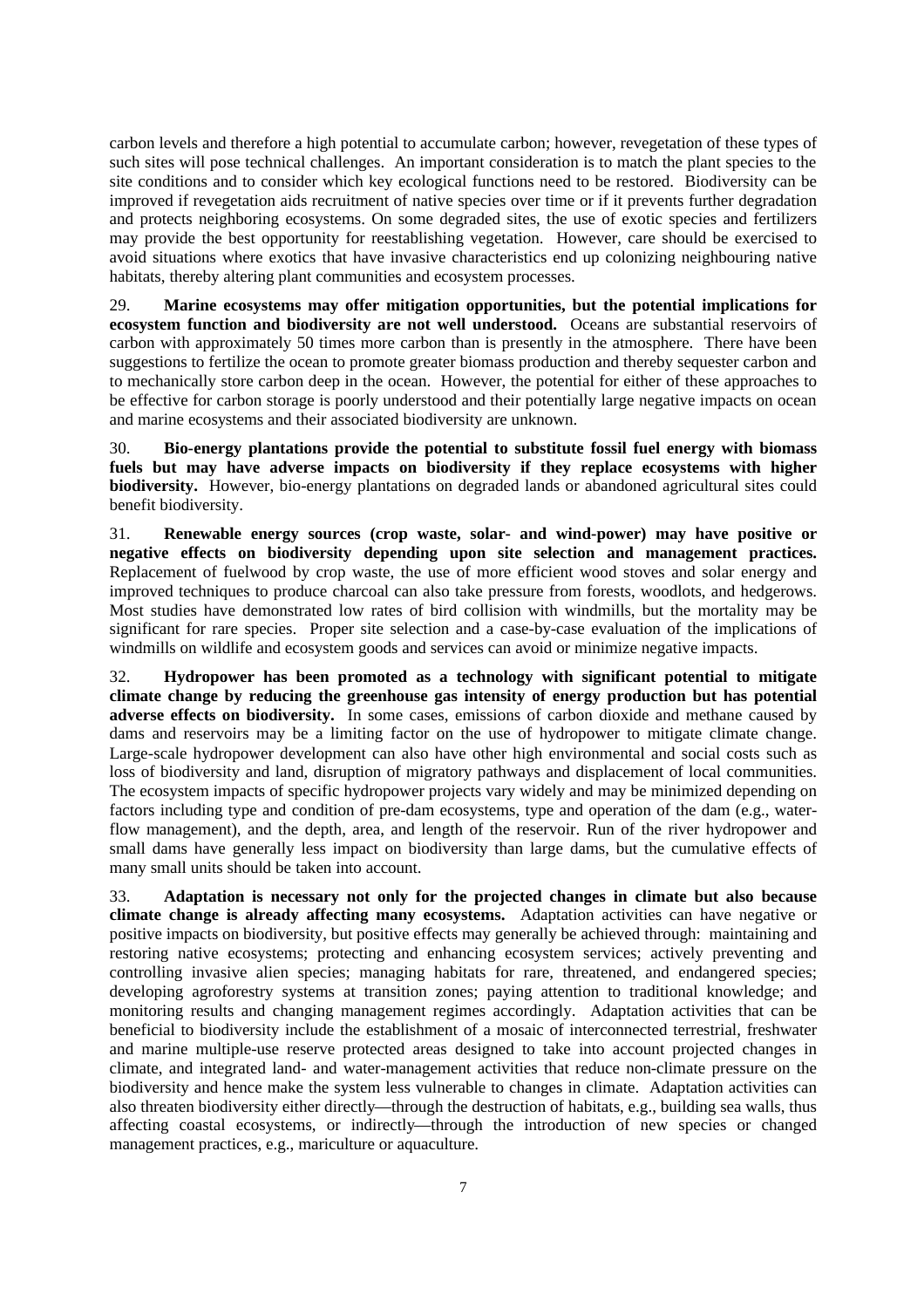carbon levels and therefore a high potential to accumulate carbon; however, revegetation of these types of such sites will pose technical challenges. An important consideration is to match the plant species to the site conditions and to consider which key ecological functions need to be restored. Biodiversity can be improved if revegetation aids recruitment of native species over time or if it prevents further degradation and protects neighboring ecosystems. On some degraded sites, the use of exotic species and fertilizers may provide the best opportunity for reestablishing vegetation. However, care should be exercised to avoid situations where exotics that have invasive characteristics end up colonizing neighbouring native habitats, thereby altering plant communities and ecosystem processes.

29. **Marine ecosystems may offer mitigation opportunities, but the potential implications for ecosystem function and biodiversity are not well understood.** Oceans are substantial reservoirs of carbon with approximately 50 times more carbon than is presently in the atmosphere. There have been suggestions to fertilize the ocean to promote greater biomass production and thereby sequester carbon and to mechanically store carbon deep in the ocean. However, the potential for either of these approaches to be effective for carbon storage is poorly understood and their potentially large negative impacts on ocean and marine ecosystems and their associated biodiversity are unknown.

30. **Bio-energy plantations provide the potential to substitute fossil fuel energy with biomass fuels but may have adverse impacts on biodiversity if they replace ecosystems with higher biodiversity.** However, bio-energy plantations on degraded lands or abandoned agricultural sites could benefit biodiversity.

31. **Renewable energy sources (crop waste, solar- and wind-power) may have positive or negative effects on biodiversity depending upon site selection and management practices.** Replacement of fuelwood by crop waste, the use of more efficient wood stoves and solar energy and improved techniques to produce charcoal can also take pressure from forests, woodlots, and hedgerows. Most studies have demonstrated low rates of bird collision with windmills, but the mortality may be significant for rare species. Proper site selection and a case-by-case evaluation of the implications of windmills on wildlife and ecosystem goods and services can avoid or minimize negative impacts.

32. **Hydropower has been promoted as a technology with significant potential to mitigate climate change by reducing the greenhouse gas intensity of energy production but has potential adverse effects on biodiversity.** In some cases, emissions of carbon dioxide and methane caused by dams and reservoirs may be a limiting factor on the use of hydropower to mitigate climate change. Large-scale hydropower development can also have other high environmental and social costs such as loss of biodiversity and land, disruption of migratory pathways and displacement of local communities. The ecosystem impacts of specific hydropower projects vary widely and may be minimized depending on factors including type and condition of pre-dam ecosystems, type and operation of the dam (e.g., water-flow management), and the depth, area, and length of the reservoir. Run of the river hydropower and small dams have generally less impact on biodiversity than large dams, but the cumulative effects of many small units should be taken into account.

33. **Adaptation is necessary not only for the projected changes in climate but also because climate change is already affecting many ecosystems.** Adaptation activities can have negative or positive impacts on biodiversity, but positive effects may generally be achieved through: maintaining and restoring native ecosystems; protecting and enhancing ecosystem services; actively preventing and controlling invasive alien species; managing habitats for rare, threatened, and endangered species; developing agroforestry systems at transition zones; paying attention to traditional knowledge; and monitoring results and changing management regimes accordingly. Adaptation activities that can be beneficial to biodiversity include the establishment of a mosaic of interconnected terrestrial, freshwater and marine multiple-use reserve protected areas designed to take into account projected changes in climate, and integrated land- and water-management activities that reduce non-climate pressure on the biodiversity and hence make the system less vulnerable to changes in climate. Adaptation activities can also threaten biodiversity either directly—through the destruction of habitats, e.g., building sea walls, thus affecting coastal ecosystems, or indirectly—through the introduction of new species or changed management practices, e.g., mariculture or aquaculture.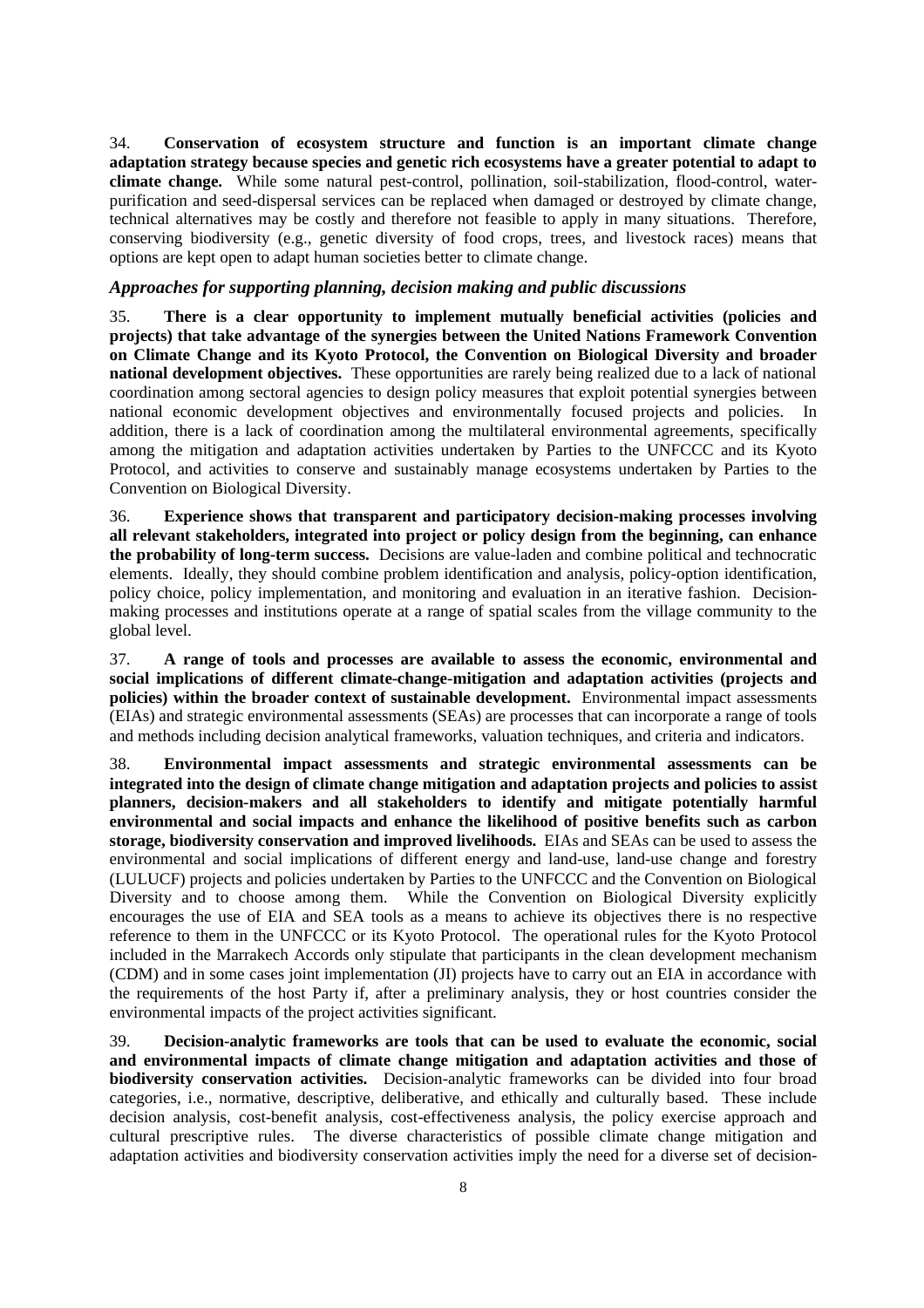34. **Conservation of ecosystem structure and function is an important climate change adaptation strategy because species and genetic rich ecosystems have a greater potential to adapt to climate change.** While some natural pest-control, pollination, soil-stabilization, flood-control, water-purification and seed-dispersal services can be replaced when damaged or destroyed by climate change, technical alternatives may be costly and therefore not feasible to apply in many situations. Therefore, conserving biodiversity (e.g., genetic diversity of food crops, trees, and livestock races) means that options are kept open to adapt human societies better to climate change.

### *Approaches for supporting planning, decision making and public discussions*

35. **There is a clear opportunity to implement mutually beneficial activities (policies and projects) that take advantage of the synergies between the United Nations Framework Convention on Climate Change and its Kyoto Protocol, the Convention on Biological Diversity and broader national development objectives.** These opportunities are rarely being realized due to a lack of national coordination among sectoral agencies to design policy measures that exploit potential synergies between national economic development objectives and environmentally focused projects and policies. In addition, there is a lack of coordination among the multilateral environmental agreements, specifically among the mitigation and adaptation activities undertaken by Parties to the UNFCCC and its Kyoto Protocol, and activities to conserve and sustainably manage ecosystems undertaken by Parties to the Convention on Biological Diversity.

36. **Experience shows that transparent and participatory decision-making processes involving all relevant stakeholders, integrated into project or policy design from the beginning, can enhance the probability of long-term success.** Decisions are value-laden and combine political and technocratic elements. Ideally, they should combine problem identification and analysis, policy-option identification, policy choice, policy implementation, and monitoring and evaluation in an iterative fashion. Decision-making processes and institutions operate at a range of spatial scales from the village community to the global level.

37. **A range of tools and processes are available to assess the economic, environmental and social implications of different climate-change-mitigation and adaptation activities (projects and policies) within the broader context of sustainable development.** Environmental impact assessments (EIAs) and strategic environmental assessments (SEAs) are processes that can incorporate a range of tools and methods including decision analytical frameworks, valuation techniques, and criteria and indicators.

38. **Environmental impact assessments and strategic environmental assessments can be integrated into the design of climate change mitigation and adaptation projects and policies to assist planners, decision-makers and all stakeholders to identify and mitigate potentially harmful environmental and social impacts and enhance the likelihood of positive benefits such as carbon storage, biodiversity conservation and improved livelihoods.** EIAs and SEAs can be used to assess the environmental and social implications of different energy and land-use, land-use change and forestry (LULUCF) projects and policies undertaken by Parties to the UNFCCC and the Convention on Biological Diversity and to choose among them. While the Convention on Biological Diversity explicitly encourages the use of EIA and SEA tools as a means to achieve its objectives there is no respective reference to them in the UNFCCC or its Kyoto Protocol. The operational rules for the Kyoto Protocol included in the Marrakech Accords only stipulate that participants in the clean development mechanism (CDM) and in some cases joint implementation (JI) projects have to carry out an EIA in accordance with the requirements of the host Party if, after a preliminary analysis, they or host countries consider the environmental impacts of the project activities significant.

39. **Decision-analytic frameworks are tools that can be used to evaluate the economic, social and environmental impacts of climate change mitigation and adaptation activities and those of biodiversity conservation activities.** Decision-analytic frameworks can be divided into four broad categories, i.e., normative, descriptive, deliberative, and ethically and culturally based. These include decision analysis, cost-benefit analysis, cost-effectiveness analysis, the policy exercise approach and cultural prescriptive rules. The diverse characteristics of possible climate change mitigation and adaptation activities and biodiversity conservation activities imply the need for a diverse set of decision-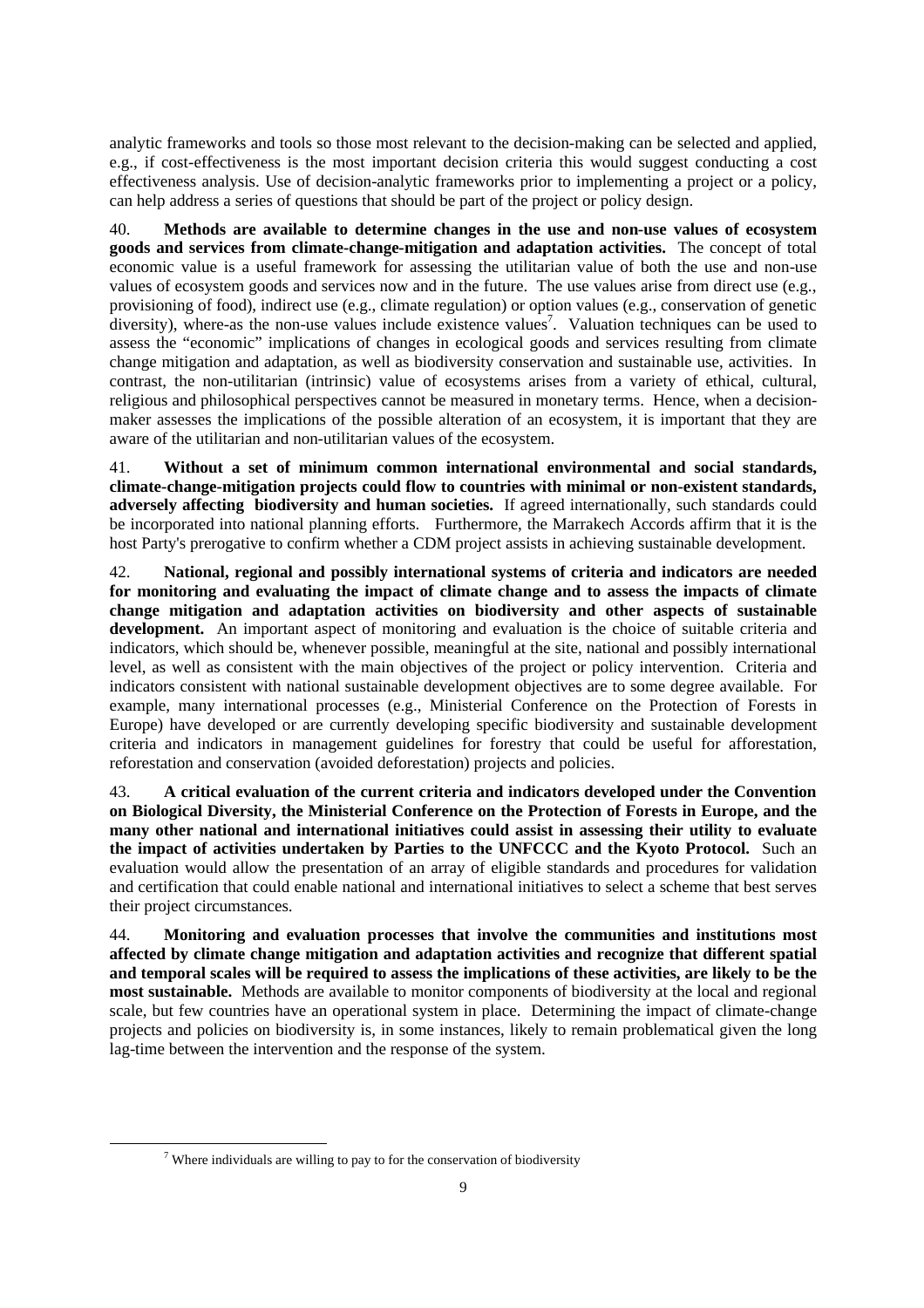analytic frameworks and tools so those most relevant to the decision-making can be selected and applied, e.g., if cost-effectiveness is the most important decision criteria this would suggest conducting a cost effectiveness analysis. Use of decision-analytic frameworks prior to implementing a project or a policy, can help address a series of questions that should be part of the project or policy design.

40. **Methods are available to determine changes in the use and non-use values of ecosystem goods and services from climate-change-mitigation and adaptation activities.** The concept of total economic value is a useful framework for assessing the utilitarian value of both the use and non-use values of ecosystem goods and services now and in the future. The use values arise from direct use (e.g., provisioning of food), indirect use (e.g., climate regulation) or option values (e.g., conservation of genetic diversity), where-as the non-use values include existence values[7]. Valuation techniques can be used to assess the "economic" implications of changes in ecological goods and services resulting from climate change mitigation and adaptation, as well as biodiversity conservation and sustainable use, activities. In contrast, the non-utilitarian (intrinsic) value of ecosystems arises from a variety of ethical, cultural, religious and philosophical perspectives cannot be measured in monetary terms. Hence, when a decision-maker assesses the implications of the possible alteration of an ecosystem, it is important that they are aware of the utilitarian and non-utilitarian values of the ecosystem.

41. **Without a set of minimum common international environmental and social standards, climate-change-mitigation projects could flow to countries with minimal or non-existent standards, adversely affecting biodiversity and human societies.** If agreed internationally, such standards could be incorporated into national planning efforts. Furthermore, the Marrakech Accords affirm that it is the host Party's prerogative to confirm whether a CDM project assists in achieving sustainable development.

42. **National, regional and possibly international systems of criteria and indicators are needed for monitoring and evaluating the impact of climate change and to assess the impacts of climate change mitigation and adaptation activities on biodiversity and other aspects of sustainable development.** An important aspect of monitoring and evaluation is the choice of suitable criteria and indicators, which should be, whenever possible, meaningful at the site, national and possibly international level, as well as consistent with the main objectives of the project or policy intervention. Criteria and indicators consistent with national sustainable development objectives are to some degree available. For example, many international processes (e.g., Ministerial Conference on the Protection of Forests in Europe) have developed or are currently developing specific biodiversity and sustainable development criteria and indicators in management guidelines for forestry that could be useful for afforestation, reforestation and conservation (avoided deforestation) projects and policies.

43. **A critical evaluation of the current criteria and indicators developed under the Convention on Biological Diversity, the Ministerial Conference on the Protection of Forests in Europe, and the many other national and international initiatives could assist in assessing their utility to evaluate the impact of activities undertaken by Parties to the UNFCCC and the Kyoto Protocol.** Such an evaluation would allow the presentation of an array of eligible standards and procedures for validation and certification that could enable national and international initiatives to select a scheme that best serves their project circumstances.

44. **Monitoring and evaluation processes that involve the communities and institutions most affected by climate change mitigation and adaptation activities and recognize that different spatial and temporal scales will be required to assess the implications of these activities, are likely to be the most sustainable.** Methods are available to monitor components of biodiversity at the local and regional scale, but few countries have an operational system in place. Determining the impact of climate-change projects and policies on biodiversity is, in some instances, likely to remain problematical given the long lag-time between the intervention and the response of the system.

[7] Where individuals are willing to pay to for the conservation of biodiversity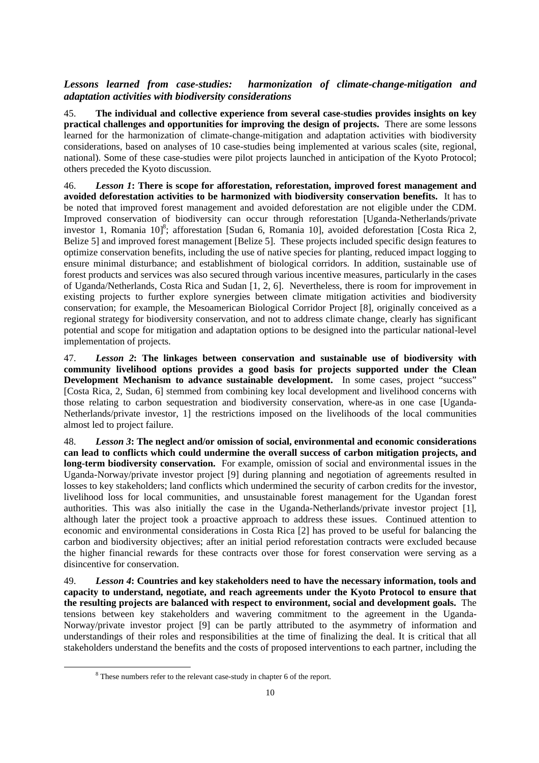### *Lessons learned from case-studies: harmonization of climate-change-mitigation and adaptation activities with biodiversity considerations*

45. **The individual and collective experience from several case-studies provides insights on key practical challenges and opportunities for improving the design of projects.** There are some lessons learned for the harmonization of climate-change-mitigation and adaptation activities with biodiversity considerations, based on analyses of 10 case-studies being implemented at various scales (site, regional, national). Some of these case-studies were pilot projects launched in anticipation of the Kyoto Protocol; others preceded the Kyoto discussion.

46. ***Lesson 1*****: There is scope for afforestation, reforestation, improved forest management and avoided deforestation activities to be harmonized with biodiversity conservation benefits.** It has to be noted that improved forest management and avoided deforestation are not eligible under the CDM. Improved conservation of biodiversity can occur through reforestation [Uganda-Netherlands/private investor 1, Romania 10][8]; afforestation [Sudan 6, Romania 10], avoided deforestation [Costa Rica 2, Belize 5] and improved forest management [Belize 5]. These projects included specific design features to optimize conservation benefits, including the use of native species for planting, reduced impact logging to ensure minimal disturbance; and establishment of biological corridors. In addition, sustainable use of forest products and services was also secured through various incentive measures, particularly in the cases of Uganda/Netherlands, Costa Rica and Sudan [1, 2, 6]. Nevertheless, there is room for improvement in existing projects to further explore synergies between climate mitigation activities and biodiversity conservation; for example, the Mesoamerican Biological Corridor Project [8], originally conceived as a regional strategy for biodiversity conservation, and not to address climate change, clearly has significant potential and scope for mitigation and adaptation options to be designed into the particular national-level implementation of projects.

47. ***Lesson 2*****: The linkages between conservation and sustainable use of biodiversity with community livelihood options provides a good basis for projects supported under the Clean Development Mechanism to advance sustainable development.** In some cases, project "success" [Costa Rica, 2, Sudan, 6] stemmed from combining key local development and livelihood concerns with those relating to carbon sequestration and biodiversity conservation, where-as in one case [Uganda-Netherlands/private investor, 1] the restrictions imposed on the livelihoods of the local communities almost led to project failure.

48. ***Lesson 3*****: The neglect and/or omission of social, environmental and economic considerations can lead to conflicts which could undermine the overall success of carbon mitigation projects, and long-term biodiversity conservation.** For example, omission of social and environmental issues in the Uganda-Norway/private investor project [9] during planning and negotiation of agreements resulted in losses to key stakeholders; land conflicts which undermined the security of carbon credits for the investor, livelihood loss for local communities, and unsustainable forest management for the Ugandan forest authorities. This was also initially the case in the Uganda-Netherlands/private investor project [1], although later the project took a proactive approach to address these issues. Continued attention to economic and environmental considerations in Costa Rica [2] has proved to be useful for balancing the carbon and biodiversity objectives; after an initial period reforestation contracts were excluded because the higher financial rewards for these contracts over those for forest conservation were serving as a disincentive for conservation.

49. ***Lesson 4*****: Countries and key stakeholders need to have the necessary information, tools and capacity to understand, negotiate, and reach agreements under the Kyoto Protocol to ensure that the resulting projects are balanced with respect to environment, social and development goals.** The tensions between key stakeholders and wavering commitment to the agreement in the Uganda-Norway/private investor project [9] can be partly attributed to the asymmetry of information and understandings of their roles and responsibilities at the time of finalizing the deal. It is critical that all stakeholders understand the benefits and the costs of proposed interventions to each partner, including the

[8] These numbers refer to the relevant case-study in chapter 6 of the report.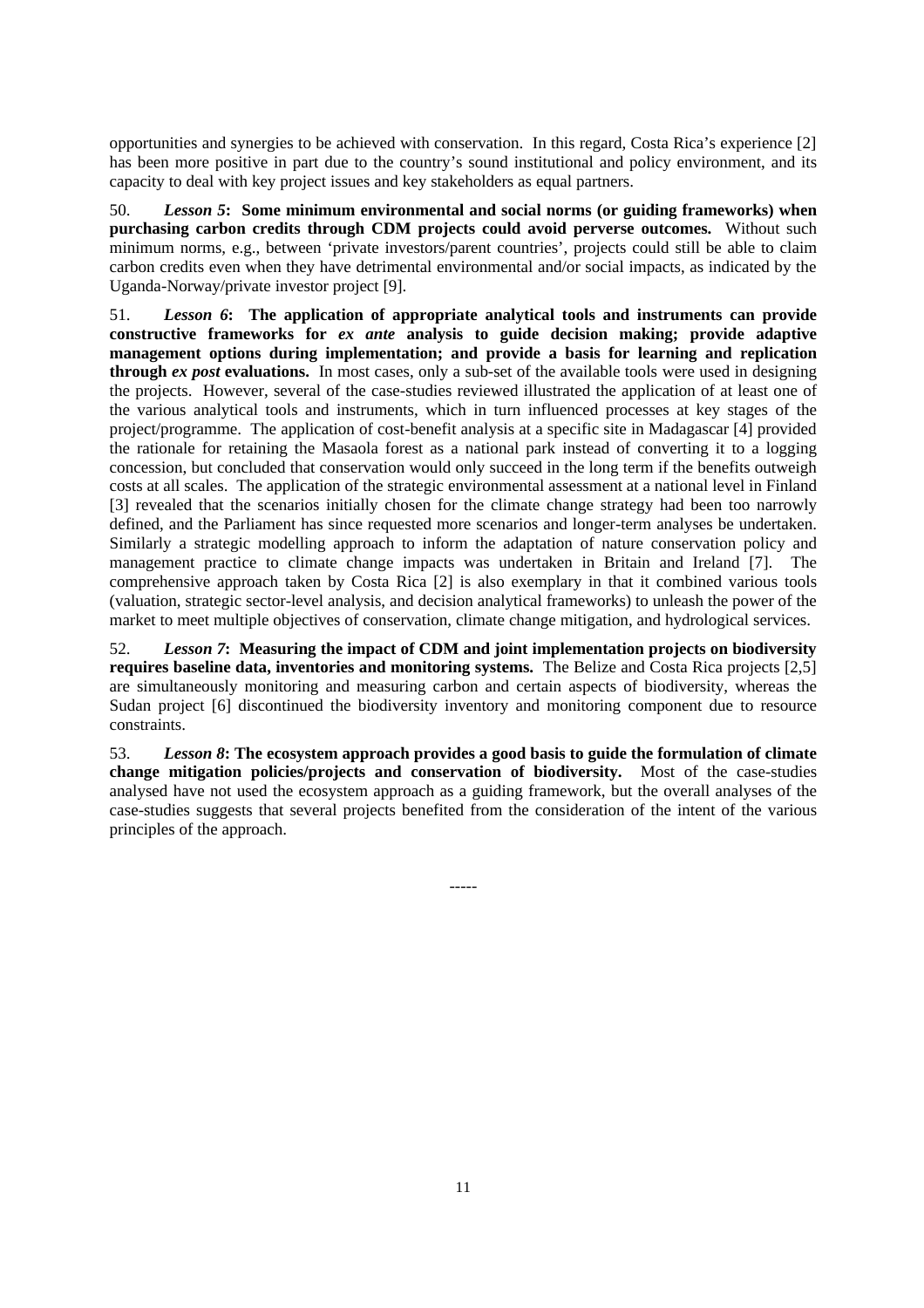opportunities and synergies to be achieved with conservation. In this regard, Costa Rica's experience [2] has been more positive in part due to the country's sound institutional and policy environment, and its capacity to deal with key project issues and key stakeholders as equal partners.

50. ***Lesson 5*: Some minimum environmental and social norms (or guiding frameworks) when purchasing carbon credits through CDM projects could avoid perverse outcomes.** Without such minimum norms, e.g., between 'private investors/parent countries', projects could still be able to claim carbon credits even when they have detrimental environmental and/or social impacts, as indicated by the Uganda-Norway/private investor project [9].

51. ***Lesson 6*: The application of appropriate analytical tools and instruments can provide constructive frameworks for *ex ante* analysis to guide decision making; provide adaptive management options during implementation; and provide a basis for learning and replication through *ex post* evaluations.** In most cases, only a sub-set of the available tools were used in designing the projects. However, several of the case-studies reviewed illustrated the application of at least one of the various analytical tools and instruments, which in turn influenced processes at key stages of the project/programme. The application of cost-benefit analysis at a specific site in Madagascar [4] provided the rationale for retaining the Masaola forest as a national park instead of converting it to a logging concession, but concluded that conservation would only succeed in the long term if the benefits outweigh costs at all scales. The application of the strategic environmental assessment at a national level in Finland [3] revealed that the scenarios initially chosen for the climate change strategy had been too narrowly defined, and the Parliament has since requested more scenarios and longer-term analyses be undertaken. Similarly a strategic modelling approach to inform the adaptation of nature conservation policy and management practice to climate change impacts was undertaken in Britain and Ireland [7]. The comprehensive approach taken by Costa Rica [2] is also exemplary in that it combined various tools (valuation, strategic sector-level analysis, and decision analytical frameworks) to unleash the power of the market to meet multiple objectives of conservation, climate change mitigation, and hydrological services.

52. ***Lesson 7*: Measuring the impact of CDM and joint implementation projects on biodiversity requires baseline data, inventories and monitoring systems.** The Belize and Costa Rica projects [2,5] are simultaneously monitoring and measuring carbon and certain aspects of biodiversity, whereas the Sudan project [6] discontinued the biodiversity inventory and monitoring component due to resource constraints.

53. ***Lesson 8*: The ecosystem approach provides a good basis to guide the formulation of climate change mitigation policies/projects and conservation of biodiversity.** Most of the case-studies analysed have not used the ecosystem approach as a guiding framework, but the overall analyses of the case-studies suggests that several projects benefited from the consideration of the intent of the various principles of the approach.

-----